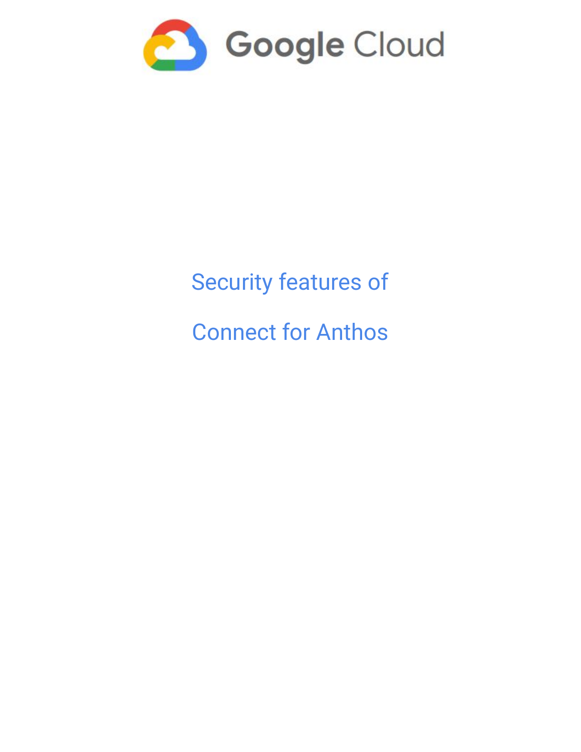Google Cloud

# Security features of Connect for Anthos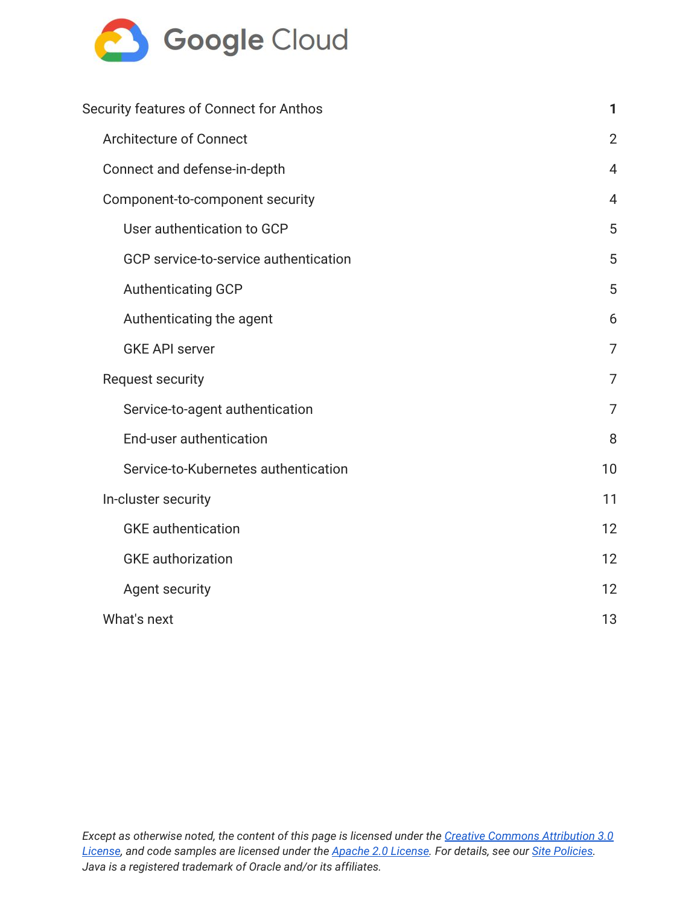Google Cloud

| | |
|---|---|
| **Security features of Connect for Anthos** | **1** |
| Architecture of Connect | 2 |
| Connect and defense-in-depth | 4 |
| Component-to-component security | 4 |
| User authentication to GCP | 5 |
| GCP service-to-service authentication | 5 |
| Authenticating GCP | 5 |
| Authenticating the agent | 6 |
| GKE API server | 7 |
| Request security | 7 |
| Service-to-agent authentication | 7 |
| End-user authentication | 8 |
| Service-to-Kubernetes authentication | 10 |
| In-cluster security | 11 |
| GKE authentication | 12 |
| GKE authorization | 12 |
| Agent security | 12 |
| What's next | 13 |

*Except as otherwise noted, the content of this page is licensed under the Creative Commons Attribution 3.0 License, and code samples are licensed under the Apache 2.0 License. For details, see our Site Policies. Java is a registered trademark of Oracle and/or its affiliates.*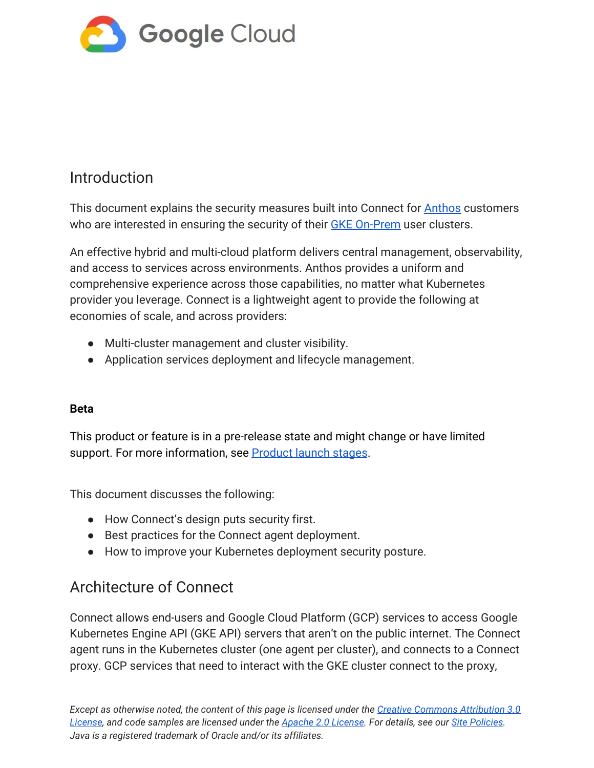## Introduction

This document explains the security measures built into Connect for Anthos customers who are interested in ensuring the security of their GKE On-Prem user clusters.

An effective hybrid and multi-cloud platform delivers central management, observability, and access to services across environments. Anthos provides a uniform and comprehensive experience across those capabilities, no matter what Kubernetes provider you leverage. Connect is a lightweight agent to provide the following at economies of scale, and across providers:

- Multi-cluster management and cluster visibility.
- Application services deployment and lifecycle management.

**Beta**

This product or feature is in a pre-release state and might change or have limited support. For more information, see Product launch stages.

This document discusses the following:

- How Connect's design puts security first.
- Best practices for the Connect agent deployment.
- How to improve your Kubernetes deployment security posture.

## Architecture of Connect

Connect allows end-users and Google Cloud Platform (GCP) services to access Google Kubernetes Engine API (GKE API) servers that aren't on the public internet. The Connect agent runs in the Kubernetes cluster (one agent per cluster), and connects to a Connect proxy. GCP services that need to interact with the GKE cluster connect to the proxy,

*Except as otherwise noted, the content of this page is licensed under the Creative Commons Attribution 3.0 License, and code samples are licensed under the Apache 2.0 License. For details, see our Site Policies. Java is a registered trademark of Oracle and/or its affiliates.*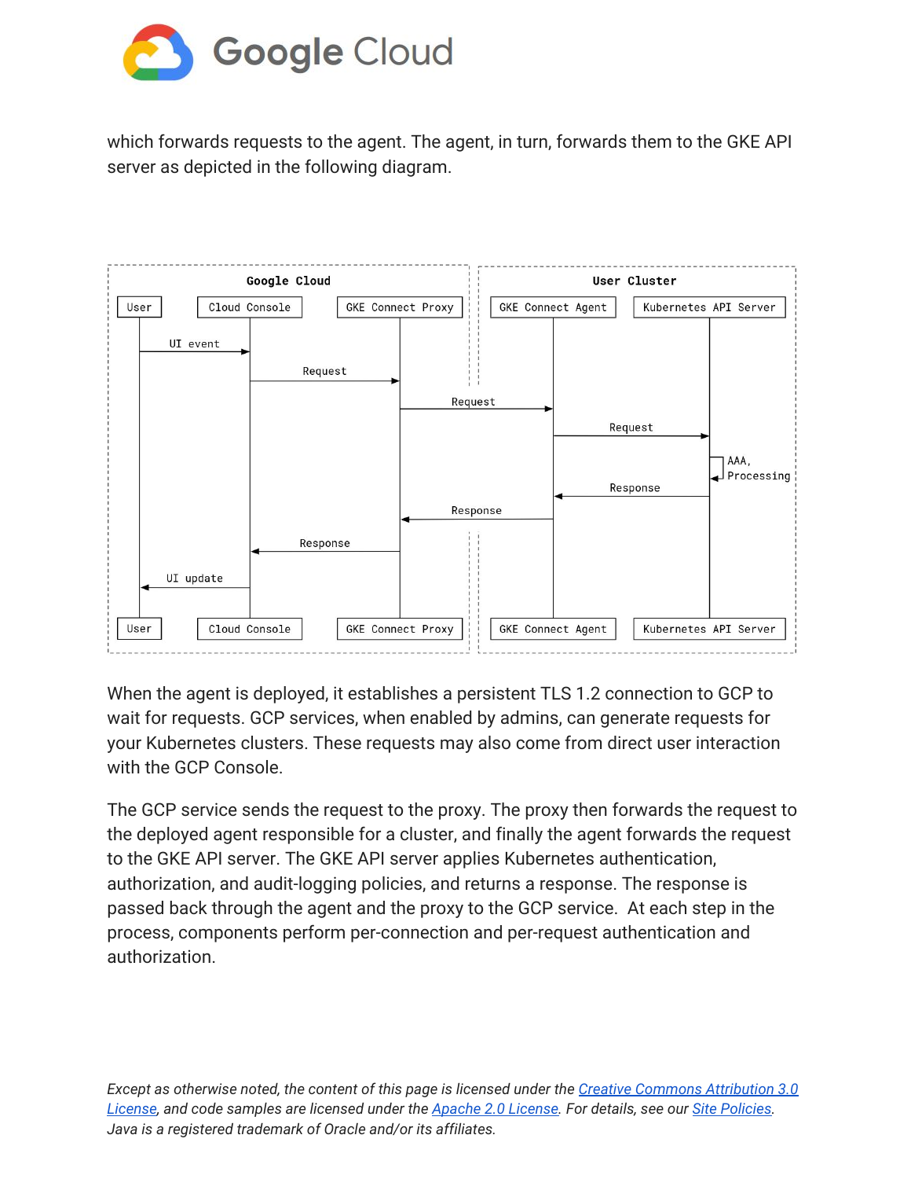which forwards requests to the agent. The agent, in turn, forwards them to the GKE API server as depicted in the following diagram.

When the agent is deployed, it establishes a persistent TLS 1.2 connection to GCP to wait for requests. GCP services, when enabled by admins, can generate requests for your Kubernetes clusters. These requests may also come from direct user interaction with the GCP Console.

The GCP service sends the request to the proxy. The proxy then forwards the request to the deployed agent responsible for a cluster, and finally the agent forwards the request to the GKE API server. The GKE API server applies Kubernetes authentication, authorization, and audit-logging policies, and returns a response. The response is passed back through the agent and the proxy to the GCP service. At each step in the process, components perform per-connection and per-request authentication and authorization.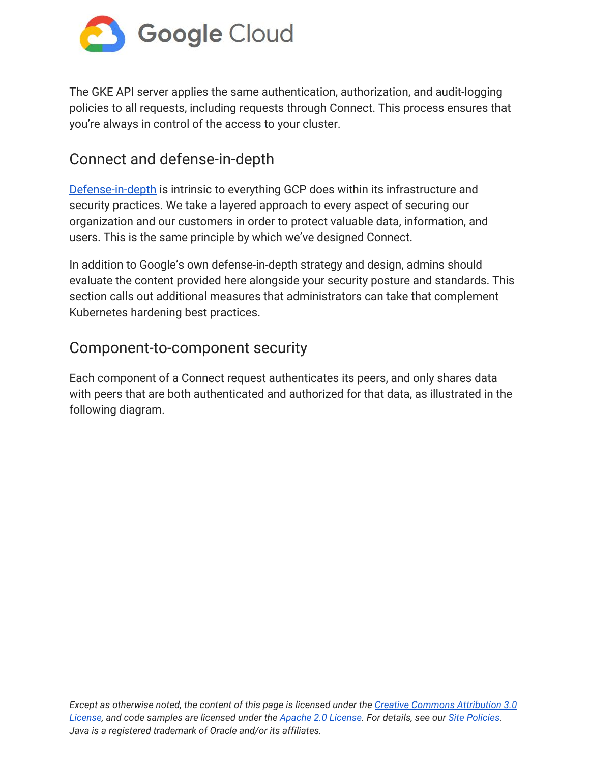The GKE API server applies the same authentication, authorization, and audit-logging policies to all requests, including requests through Connect. This process ensures that you're always in control of the access to your cluster.

## Connect and defense-in-depth

[Defense-in-depth](#) is intrinsic to everything GCP does within its infrastructure and security practices. We take a layered approach to every aspect of securing our organization and our customers in order to protect valuable data, information, and users. This is the same principle by which we've designed Connect.

In addition to Google's own defense-in-depth strategy and design, admins should evaluate the content provided here alongside your security posture and standards. This section calls out additional measures that administrators can take that complement Kubernetes hardening best practices.

## Component-to-component security

Each component of a Connect request authenticates its peers, and only shares data with peers that are both authenticated and authorized for that data, as illustrated in the following diagram.

*Except as otherwise noted, the content of this page is licensed under the [Creative Commons Attribution 3.0 License](#), and code samples are licensed under the [Apache 2.0 License](#). For details, see our [Site Policies](#). Java is a registered trademark of Oracle and/or its affiliates.*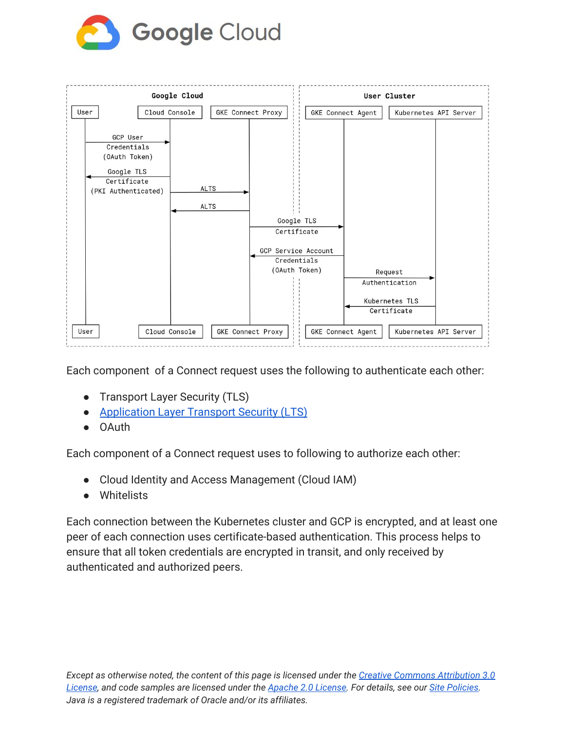Each component  of a Connect request uses the following to authenticate each other:

- Transport Layer Security (TLS)
- [Application Layer Transport Security (LTS)](#)
- OAuth

Each component of a Connect request uses to following to authorize each other:

- Cloud Identity and Access Management (Cloud IAM)
- Whitelists

Each connection between the Kubernetes cluster and GCP is encrypted, and at least one peer of each connection uses certificate-based authentication. This process helps to ensure that all token credentials are encrypted in transit, and only received by authenticated and authorized peers.

*Except as otherwise noted, the content of this page is licensed under the [Creative Commons Attribution 3.0 License](#), and code samples are licensed under the [Apache 2.0 License](#). For details, see our [Site Policies](#). Java is a registered trademark of Oracle and/or its affiliates.*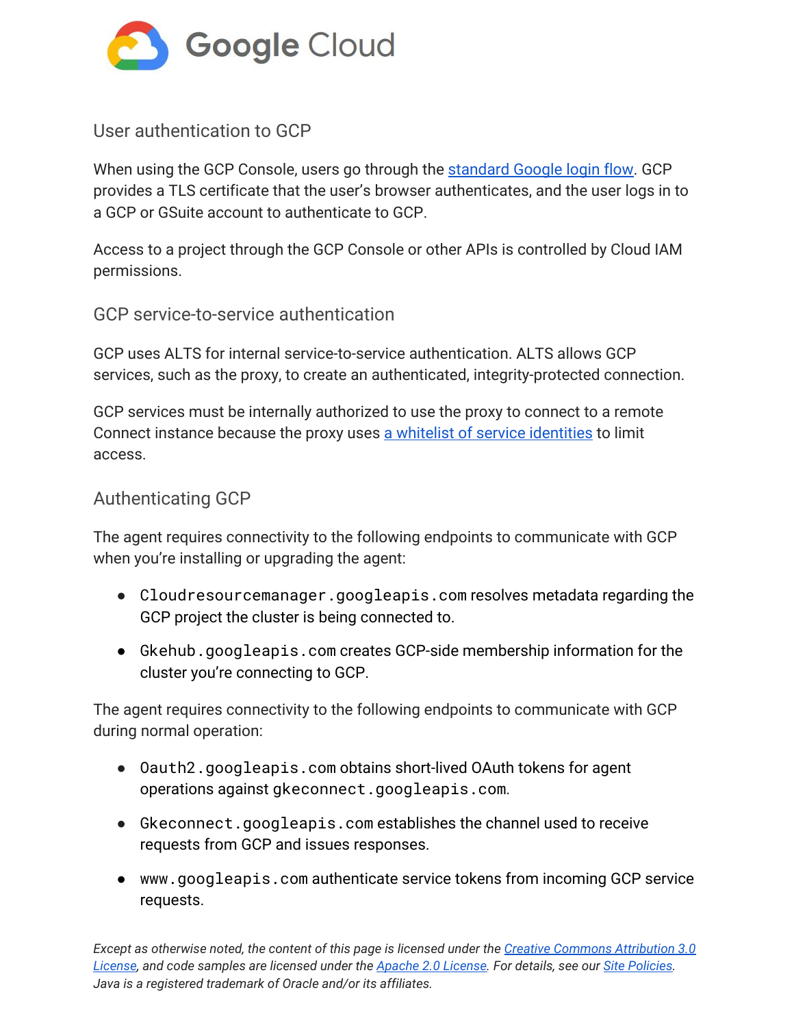## User authentication to GCP

When using the GCP Console, users go through the [standard Google login flow](). GCP provides a TLS certificate that the user's browser authenticates, and the user logs in to a GCP or GSuite account to authenticate to GCP.

Access to a project through the GCP Console or other APIs is controlled by Cloud IAM permissions.

## GCP service-to-service authentication

GCP uses ALTS for internal service-to-service authentication. ALTS allows GCP services, such as the proxy, to create an authenticated, integrity-protected connection.

GCP services must be internally authorized to use the proxy to connect to a remote Connect instance because the proxy uses [a whitelist of service identities]() to limit access.

## Authenticating GCP

The agent requires connectivity to the following endpoints to communicate with GCP when you're installing or upgrading the agent:

- `Cloudresourcemanager.googleapis.com` resolves metadata regarding the GCP project the cluster is being connected to.
- `Gkehub.googleapis.com` creates GCP-side membership information for the cluster you're connecting to GCP.

The agent requires connectivity to the following endpoints to communicate with GCP during normal operation:

- `Oauth2.googleapis.com` obtains short-lived OAuth tokens for agent operations against `gkeconnect.googleapis.com`.
- `Gkeconnect.googleapis.com` establishes the channel used to receive requests from GCP and issues responses.
- `www.googleapis.com` authenticate service tokens from incoming GCP service requests.

*Except as otherwise noted, the content of this page is licensed under the [Creative Commons Attribution 3.0 License](), and code samples are licensed under the [Apache 2.0 License](). For details, see our [Site Policies](). Java is a registered trademark of Oracle and/or its affiliates.*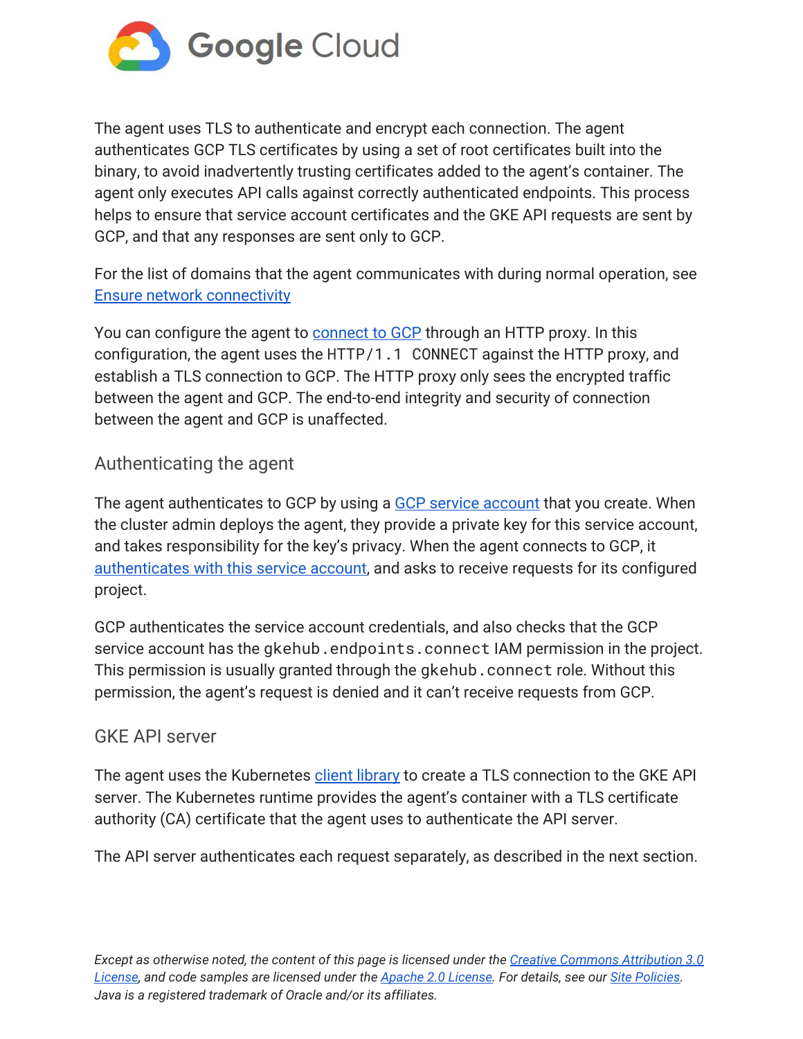The agent uses TLS to authenticate and encrypt each connection. The agent authenticates GCP TLS certificates by using a set of root certificates built into the binary, to avoid inadvertently trusting certificates added to the agent's container. The agent only executes API calls against correctly authenticated endpoints. This process helps to ensure that service account certificates and the GKE API requests are sent by GCP, and that any responses are sent only to GCP.

For the list of domains that the agent communicates with during normal operation, see [Ensure network connectivity](#)

You can configure the agent to [connect to GCP](#) through an HTTP proxy. In this configuration, the agent uses the `HTTP/1.1 CONNECT` against the HTTP proxy, and establish a TLS connection to GCP. The HTTP proxy only sees the encrypted traffic between the agent and GCP. The end-to-end integrity and security of connection between the agent and GCP is unaffected.

## Authenticating the agent

The agent authenticates to GCP by using a [GCP service account](#) that you create. When the cluster admin deploys the agent, they provide a private key for this service account, and takes responsibility for the key's privacy. When the agent connects to GCP, it [authenticates with this service account](#), and asks to receive requests for its configured project.

GCP authenticates the service account credentials, and also checks that the GCP service account has the `gkehub.endpoints.connect` IAM permission in the project. This permission is usually granted through the `gkehub.connect` role. Without this permission, the agent's request is denied and it can't receive requests from GCP.

## GKE API server

The agent uses the Kubernetes [client library](#) to create a TLS connection to the GKE API server. The Kubernetes runtime provides the agent's container with a TLS certificate authority (CA) certificate that the agent uses to authenticate the API server.

The API server authenticates each request separately, as described in the next section.

*Except as otherwise noted, the content of this page is licensed under the [Creative Commons Attribution 3.0 License](#), and code samples are licensed under the [Apache 2.0 License](#). For details, see our [Site Policies](#). Java is a registered trademark of Oracle and/or its affiliates.*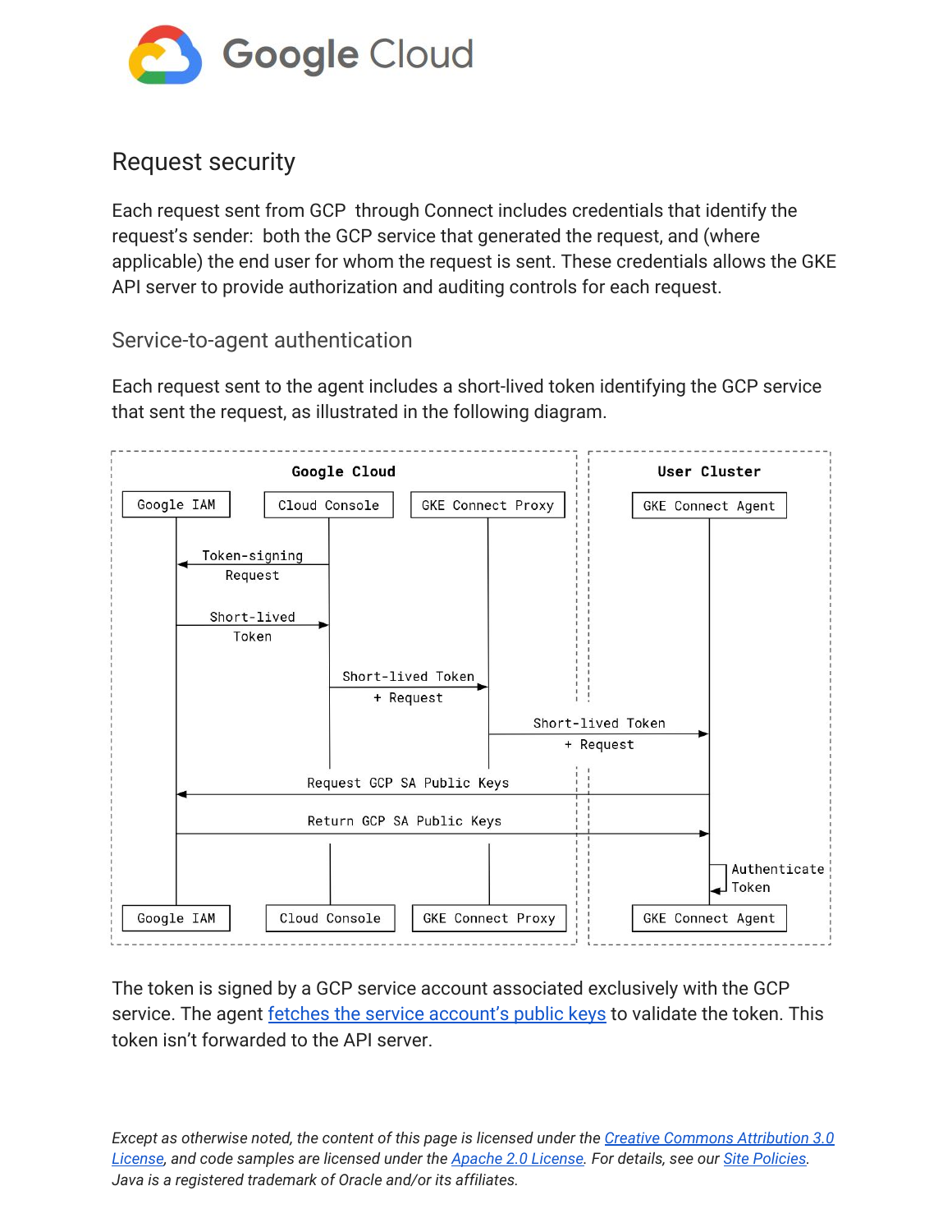## Request security

Each request sent from GCP through Connect includes credentials that identify the request's sender: both the GCP service that generated the request, and (where applicable) the end user for whom the request is sent. These credentials allows the GKE API server to provide authorization and auditing controls for each request.

### Service-to-agent authentication

Each request sent to the agent includes a short-lived token identifying the GCP service that sent the request, as illustrated in the following diagram.

```
Google Cloud                                              | User Cluster
Google IAM      Cloud Console      GKE Connect Proxy      | GKE Connect Agent

Cloud Console -> Google IAM: Token-signing Request
Google IAM -> Cloud Console: Short-lived Token
Cloud Console -> GKE Connect Proxy: Short-lived Token + Request
GKE Connect Proxy -> GKE Connect Agent: Short-lived Token + Request
GKE Connect Agent -> Google IAM: Request GCP SA Public Keys
Google IAM -> GKE Connect Agent: Return GCP SA Public Keys
GKE Connect Agent -> GKE Connect Agent: Authenticate Token

Google IAM      Cloud Console      GKE Connect Proxy      | GKE Connect Agent
```

The token is signed by a GCP service account associated exclusively with the GCP service. The agent fetches the service account's public keys to validate the token. This token isn't forwarded to the API server.

*Except as otherwise noted, the content of this page is licensed under the Creative Commons Attribution 3.0 License, and code samples are licensed under the Apache 2.0 License. For details, see our Site Policies. Java is a registered trademark of Oracle and/or its affiliates.*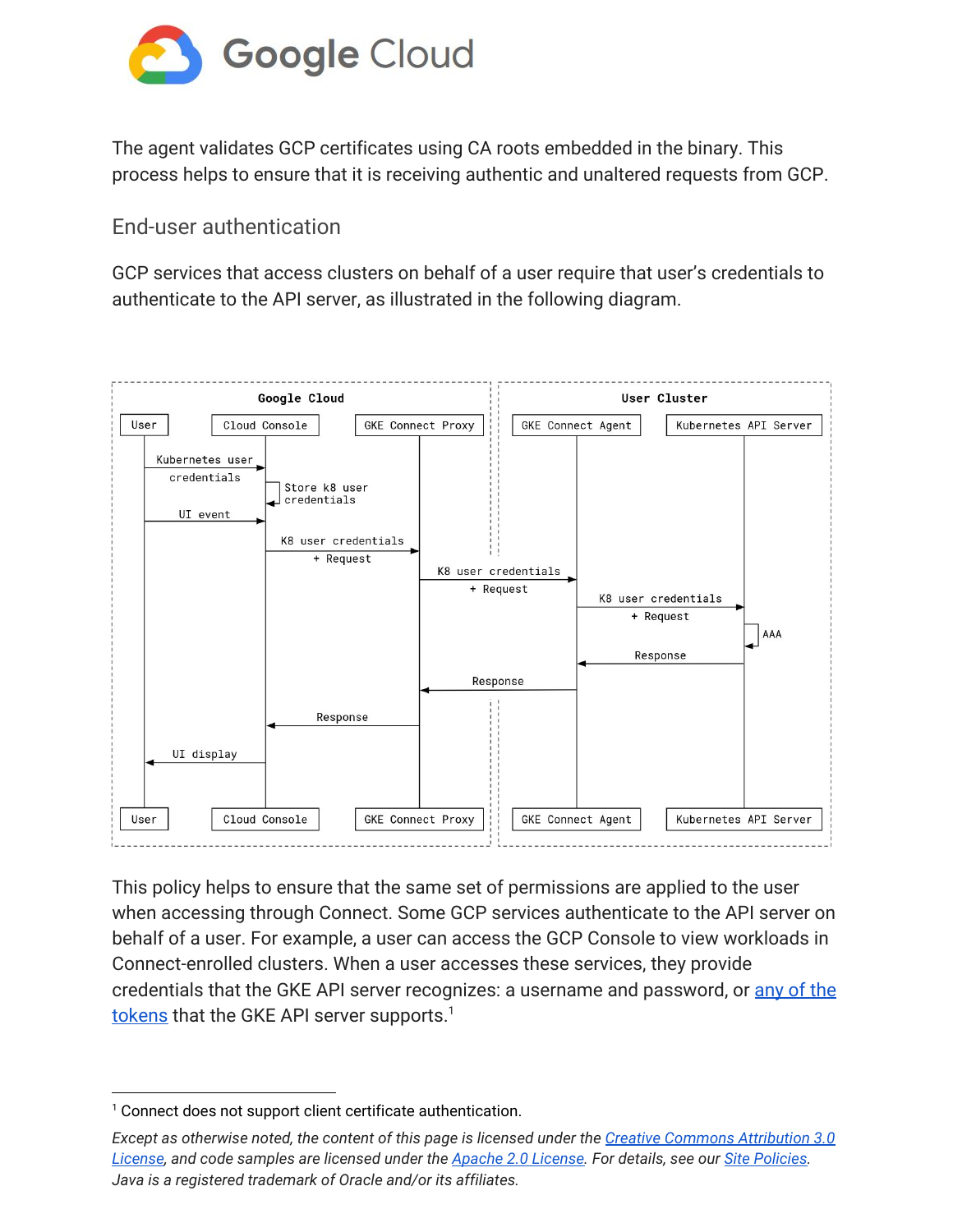The agent validates GCP certificates using CA roots embedded in the binary. This process helps to ensure that it is receiving authentic and unaltered requests from GCP.

## End-user authentication

GCP services that access clusters on behalf of a user require that user's credentials to authenticate to the API server, as illustrated in the following diagram.

This policy helps to ensure that the same set of permissions are applied to the user when accessing through Connect. Some GCP services authenticate to the API server on behalf of a user. For example, a user can access the GCP Console to view workloads in Connect-enrolled clusters. When a user accesses these services, they provide credentials that the GKE API server recognizes: a username and password, or [any of the tokens](#) that the GKE API server supports.[1]

---

[1] Connect does not support client certificate authentication.

*Except as otherwise noted, the content of this page is licensed under the [Creative Commons Attribution 3.0 License](#), and code samples are licensed under the [Apache 2.0 License](#). For details, see our [Site Policies](#). Java is a registered trademark of Oracle and/or its affiliates.*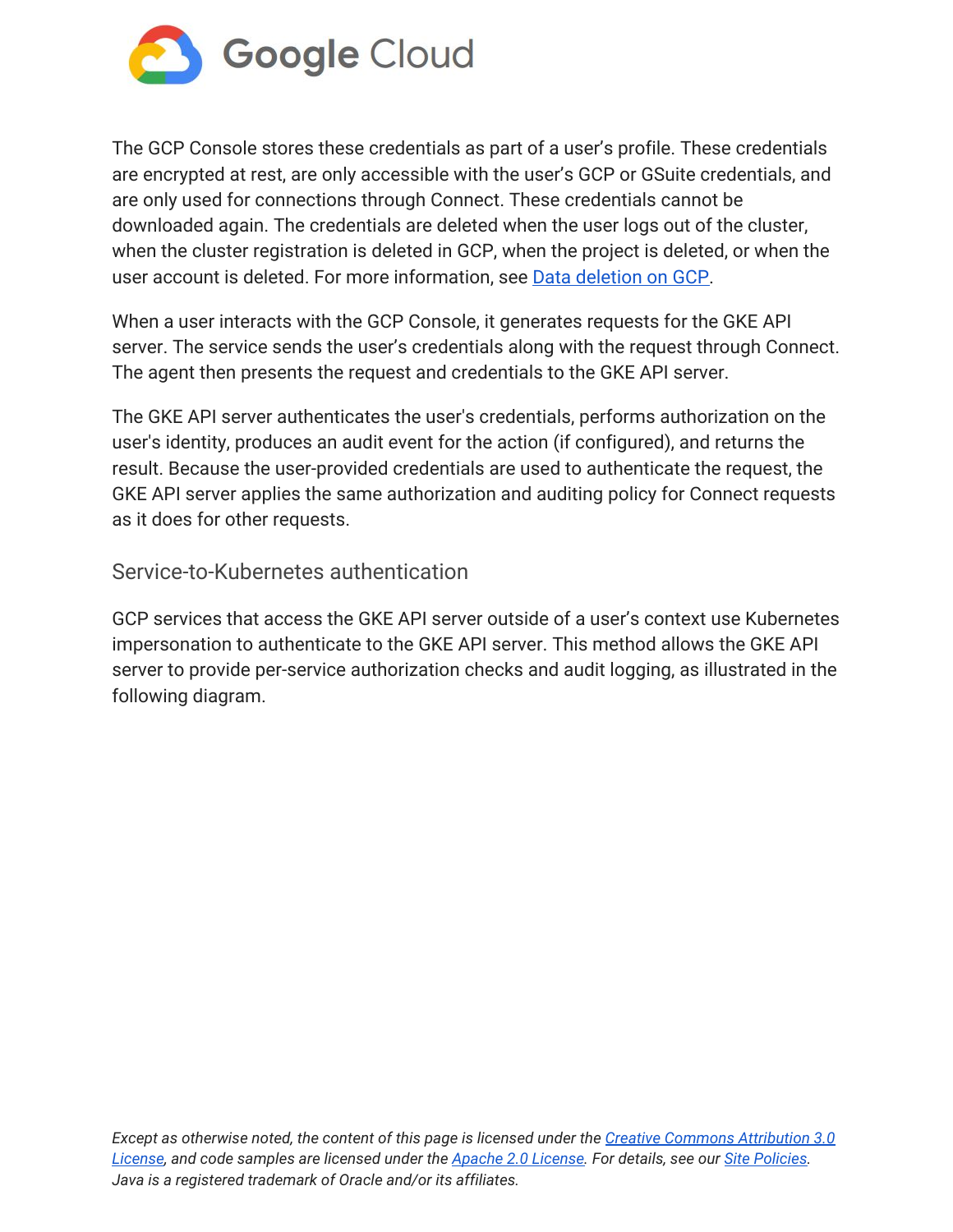The GCP Console stores these credentials as part of a user's profile. These credentials are encrypted at rest, are only accessible with the user's GCP or GSuite credentials, and are only used for connections through Connect. These credentials cannot be downloaded again. The credentials are deleted when the user logs out of the cluster, when the cluster registration is deleted in GCP, when the project is deleted, or when the user account is deleted. For more information, see [Data deletion on GCP](#).

When a user interacts with the GCP Console, it generates requests for the GKE API server. The service sends the user's credentials along with the request through Connect. The agent then presents the request and credentials to the GKE API server.

The GKE API server authenticates the user's credentials, performs authorization on the user's identity, produces an audit event for the action (if configured), and returns the result. Because the user-provided credentials are used to authenticate the request, the GKE API server applies the same authorization and auditing policy for Connect requests as it does for other requests.

### Service-to-Kubernetes authentication

GCP services that access the GKE API server outside of a user's context use Kubernetes impersonation to authenticate to the GKE API server. This method allows the GKE API server to provide per-service authorization checks and audit logging, as illustrated in the following diagram.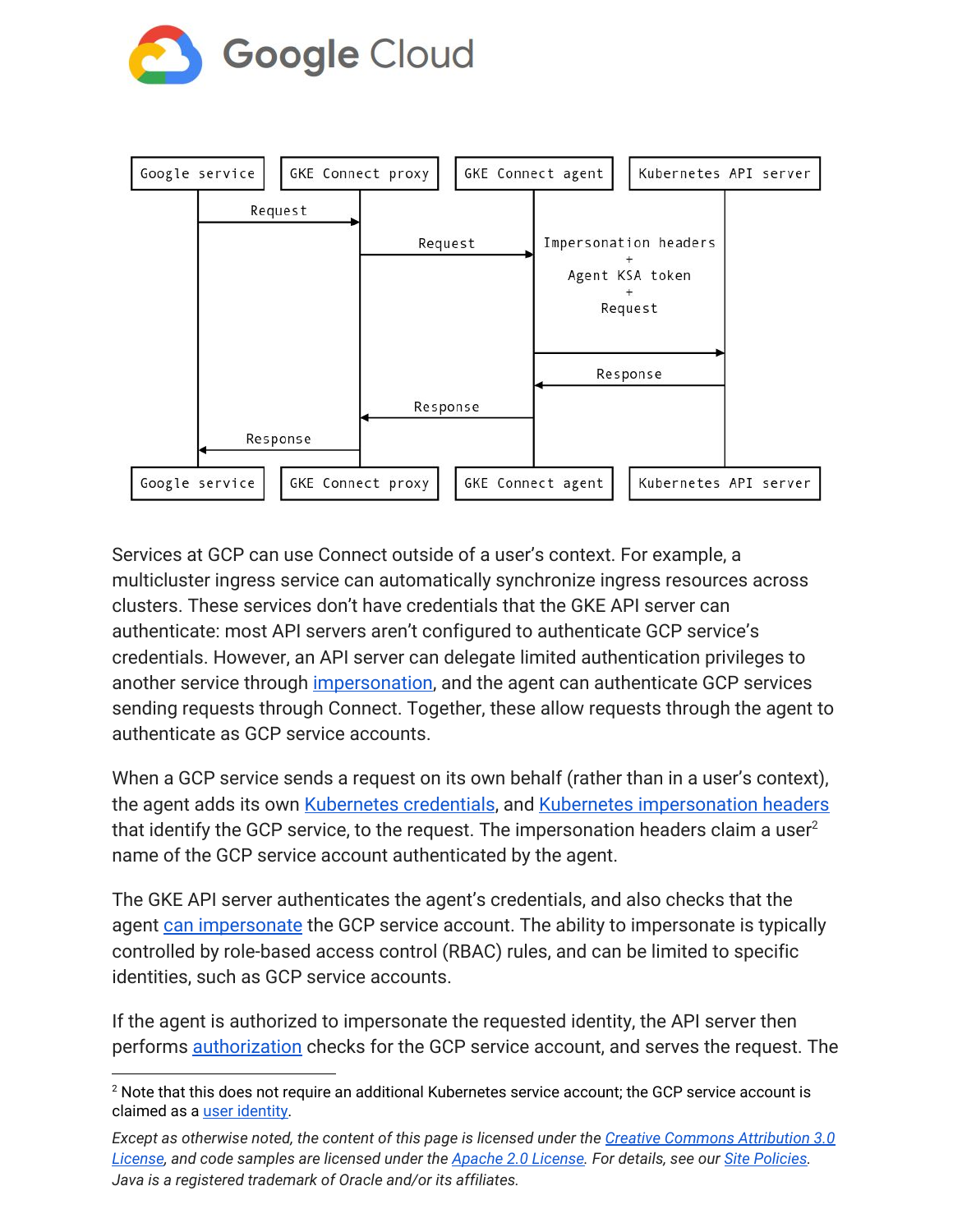```
Google service    GKE Connect proxy    GKE Connect agent    Kubernetes API server
      |                  |                    |                      |
      |     Request      |                    |                      |
      |----------------->|                    |                      |
      |                  |      Request       |                      |
      |                  |------------------->| Impersonation headers|
      |                  |                    |          +           |
      |                  |                    |    Agent KSA token   |
      |                  |                    |          +           |
      |                  |                    |       Request        |
      |                  |                    |--------------------->|
      |                  |                    |       Response       |
      |                  |                    |<---------------------|
      |                  |      Response      |                      |
      |                  |<-------------------|                      |
      |     Response     |                    |                      |
      |<-----------------|                    |                      |
Google service    GKE Connect proxy    GKE Connect agent    Kubernetes API server
```

Services at GCP can use Connect outside of a user's context. For example, a multicluster ingress service can automatically synchronize ingress resources across clusters. These services don't have credentials that the GKE API server can authenticate: most API servers aren't configured to authenticate GCP service's credentials. However, an API server can delegate limited authentication privileges to another service through impersonation, and the agent can authenticate GCP services sending requests through Connect. Together, these allow requests through the agent to authenticate as GCP service accounts.

When a GCP service sends a request on its own behalf (rather than in a user's context), the agent adds its own Kubernetes credentials, and Kubernetes impersonation headers that identify the GCP service, to the request. The impersonation headers claim a user[2] name of the GCP service account authenticated by the agent.

The GKE API server authenticates the agent's credentials, and also checks that the agent can impersonate the GCP service account. The ability to impersonate is typically controlled by role-based access control (RBAC) rules, and can be limited to specific identities, such as GCP service accounts.

If the agent is authorized to impersonate the requested identity, the API server then performs authorization checks for the GCP service account, and serves the request. The

[2] Note that this does not require an additional Kubernetes service account; the GCP service account is claimed as a user identity.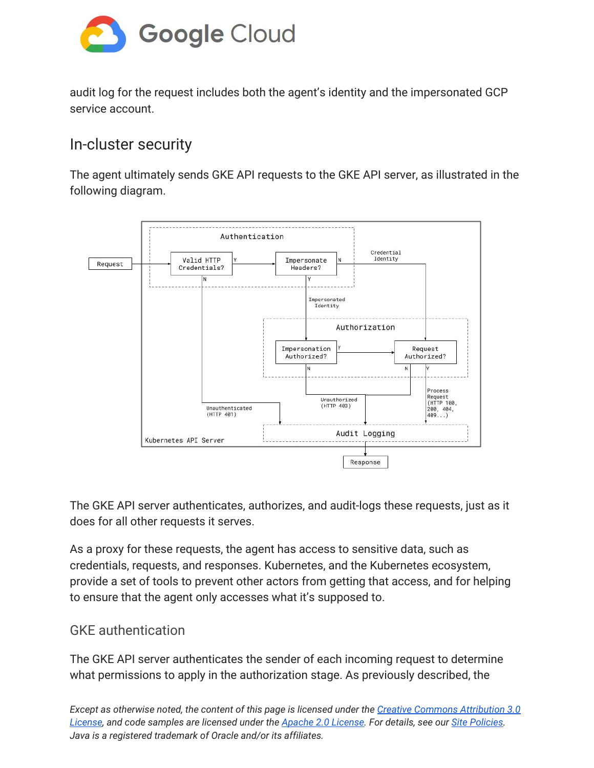audit log for the request includes both the agent's identity and the impersonated GCP service account.

## In-cluster security

The agent ultimately sends GKE API requests to the GKE API server, as illustrated in the following diagram.

The GKE API server authenticates, authorizes, and audit-logs these requests, just as it does for all other requests it serves.

As a proxy for these requests, the agent has access to sensitive data, such as credentials, requests, and responses. Kubernetes, and the Kubernetes ecosystem, provide a set of tools to prevent other actors from getting that access, and for helping to ensure that the agent only accesses what it's supposed to.

### GKE authentication

The GKE API server authenticates the sender of each incoming request to determine what permissions to apply in the authorization stage. As previously described, the

*Except as otherwise noted, the content of this page is licensed under the [Creative Commons Attribution 3.0 License](), and code samples are licensed under the [Apache 2.0 License](). For details, see our [Site Policies](). Java is a registered trademark of Oracle and/or its affiliates.*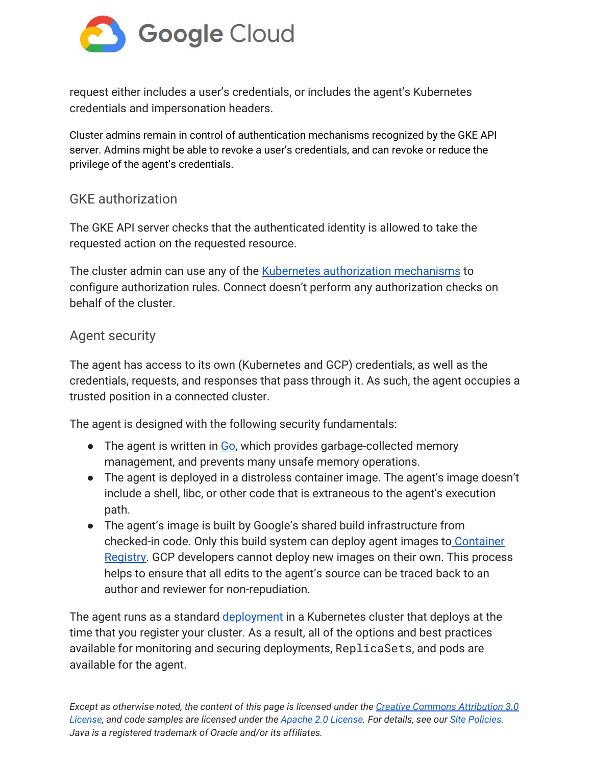request either includes a user's credentials, or includes the agent's Kubernetes credentials and impersonation headers.

Cluster admins remain in control of authentication mechanisms recognized by the GKE API server. Admins might be able to revoke a user's credentials, and can revoke or reduce the privilege of the agent's credentials.

### GKE authorization

The GKE API server checks that the authenticated identity is allowed to take the requested action on the requested resource.

The cluster admin can use any of the [Kubernetes authorization mechanisms] to configure authorization rules. Connect doesn't perform any authorization checks on behalf of the cluster.

### Agent security

The agent has access to its own (Kubernetes and GCP) credentials, as well as the credentials, requests, and responses that pass through it. As such, the agent occupies a trusted position in a connected cluster.

The agent is designed with the following security fundamentals:

- The agent is written in [Go], which provides garbage-collected memory management, and prevents many unsafe memory operations.
- The agent is deployed in a distroless container image. The agent's image doesn't include a shell, libc, or other code that is extraneous to the agent's execution path.
- The agent's image is built by Google's shared build infrastructure from checked-in code. Only this build system can deploy agent images to [Container Registry]. GCP developers cannot deploy new images on their own. This process helps to ensure that all edits to the agent's source can be traced back to an author and reviewer for non-repudiation.

The agent runs as a standard [deployment] in a Kubernetes cluster that deploys at the time that you register your cluster. As a result, all of the options and best practices available for monitoring and securing deployments, `ReplicaSets`, and pods are available for the agent.

*Except as otherwise noted, the content of this page is licensed under the Creative Commons Attribution 3.0 License, and code samples are licensed under the Apache 2.0 License. For details, see our Site Policies. Java is a registered trademark of Oracle and/or its affiliates.*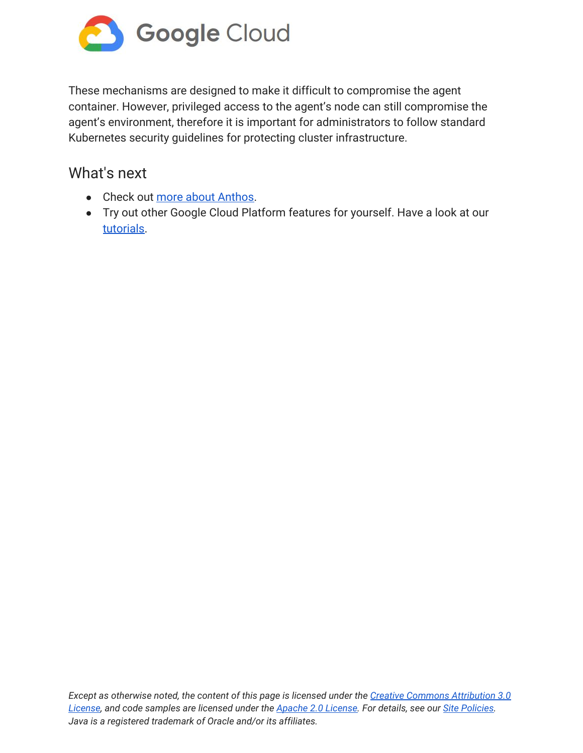These mechanisms are designed to make it difficult to compromise the agent container. However, privileged access to the agent's node can still compromise the agent's environment, therefore it is important for administrators to follow standard Kubernetes security guidelines for protecting cluster infrastructure.

## What's next

- Check out more about Anthos.
- Try out other Google Cloud Platform features for yourself. Have a look at our tutorials.

*Except as otherwise noted, the content of this page is licensed under the Creative Commons Attribution 3.0 License, and code samples are licensed under the Apache 2.0 License. For details, see our Site Policies. Java is a registered trademark of Oracle and/or its affiliates.*